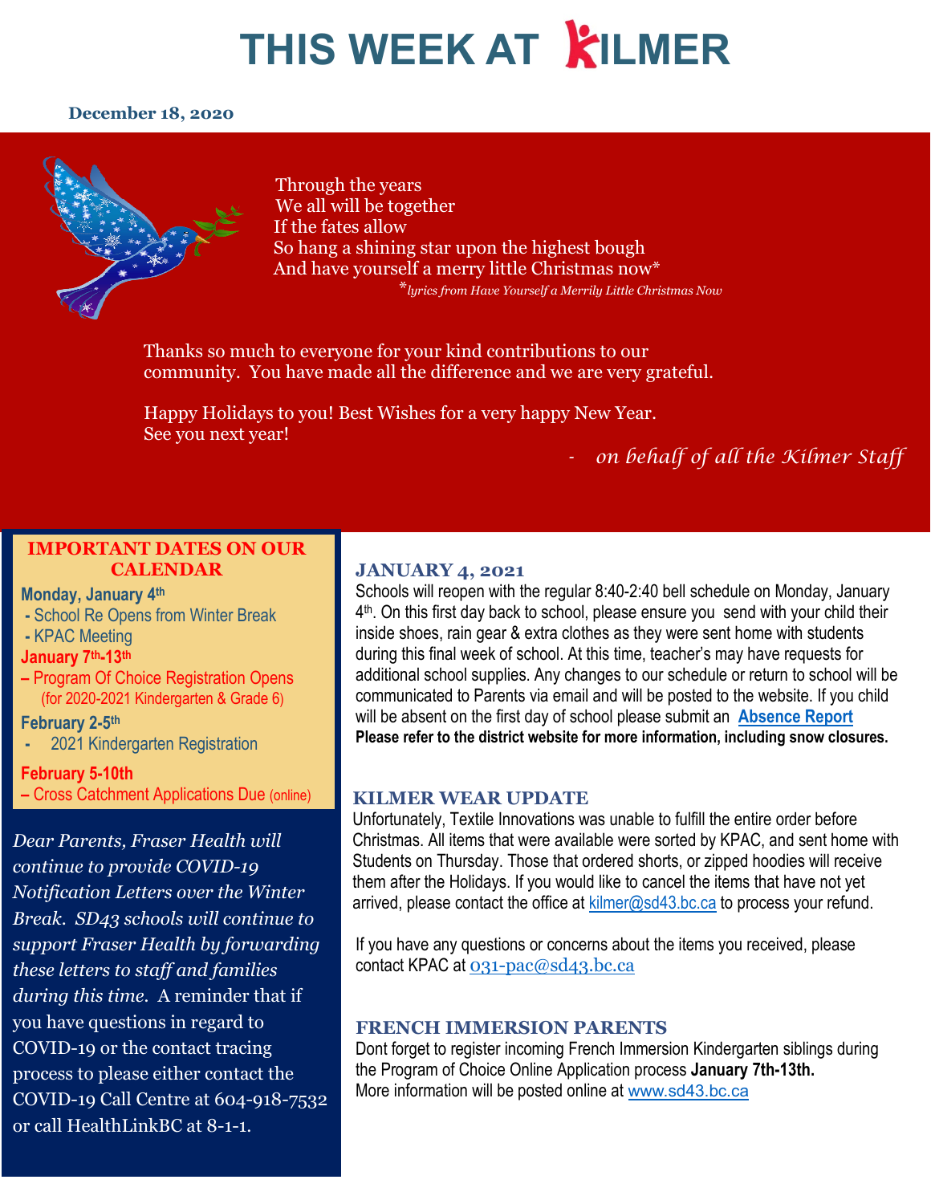# THIS WEEK AT KILMER

**December 18, 2020**

Through the years
We all will be together
If the fates allow
So hang a shining star upon the highest bough
And have yourself a merry little Christmas now*

*\*lyrics from Have Yourself a Merrily Little Christmas Now*

Thanks so much to everyone for your kind contributions to our community. You have made all the difference and we are very grateful.

Happy Holidays to you! Best Wishes for a very happy New Year.
See you next year!

*- on behalf of all the Kilmer Staff*

## IMPORTANT DATES ON OUR CALENDAR

**Monday, January 4th**
- School Re Opens from Winter Break
- KPAC Meeting

**January 7th-13th**
– Program Of Choice Registration Opens (for 2020-2021 Kindergarten & Grade 6)

**February 2-5th**
- 2021 Kindergarten Registration

**February 5-10th**
– Cross Catchment Applications Due (online)

*Dear Parents, Fraser Health will continue to provide COVID-19 Notification Letters over the Winter Break. SD43 schools will continue to support Fraser Health by forwarding these letters to staff and families during this time.* A reminder that if you have questions in regard to COVID-19 or the contact tracing process to please either contact the COVID-19 Call Centre at 604-918-7532 or call HealthLinkBC at 8-1-1.

## JANUARY 4, 2021

Schools will reopen with the regular 8:40-2:40 bell schedule on Monday, January 4th. On this first day back to school, please ensure you send with your child their inside shoes, rain gear & extra clothes as they were sent home with students during this final week of school. At this time, teacher's may have requests for additional school supplies. Any changes to our schedule or return to school will be communicated to Parents via email and will be posted to the website. If you child will be absent on the first day of school please submit an **Absence Report**
**Please refer to the district website for more information, including snow closures.**

## KILMER WEAR UPDATE

Unfortunately, Textile Innovations was unable to fulfill the entire order before Christmas. All items that were available were sorted by KPAC, and sent home with Students on Thursday. Those that ordered shorts, or zipped hoodies will receive them after the Holidays. If you would like to cancel the items that have not yet arrived, please contact the office at kilmer@sd43.bc.ca to process your refund.

If you have any questions or concerns about the items you received, please contact KPAC at 031-pac@sd43.bc.ca

## FRENCH IMMERSION PARENTS

Dont forget to register incoming French Immersion Kindergarten siblings during the Program of Choice Online Application process **January 7th-13th.**
More information will be posted online at www.sd43.bc.ca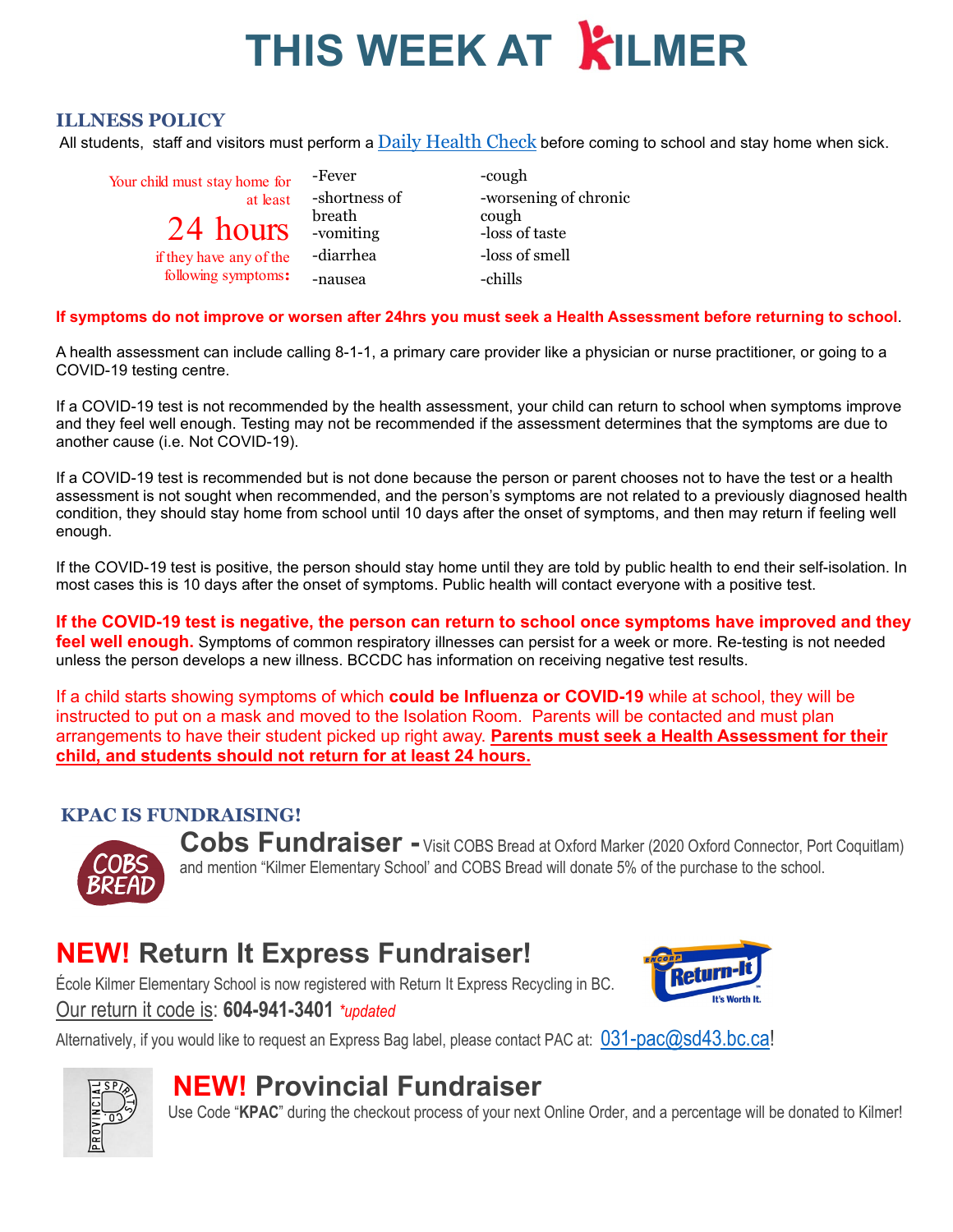# THIS WEEK AT KILMER

## ILLNESS POLICY

All students, staff and visitors must perform a Daily Health Check before coming to school and stay home when sick.

Your child must stay home for at least **24 hours** if they have any of the following symptoms:

- Fever
- shortness of breath
- vomiting
- diarrhea
- nausea
- cough
- worsening of chronic cough
- loss of taste
- loss of smell
- chills

**If symptoms do not improve or worsen after 24hrs you must seek a Health Assessment before returning to school**.

A health assessment can include calling 8-1-1, a primary care provider like a physician or nurse practitioner, or going to a COVID-19 testing centre.

If a COVID-19 test is not recommended by the health assessment, your child can return to school when symptoms improve and they feel well enough. Testing may not be recommended if the assessment determines that the symptoms are due to another cause (i.e. Not COVID-19).

If a COVID-19 test is recommended but is not done because the person or parent chooses not to have the test or a health assessment is not sought when recommended, and the person's symptoms are not related to a previously diagnosed health condition, they should stay home from school until 10 days after the onset of symptoms, and then may return if feeling well enough.

If the COVID-19 test is positive, the person should stay home until they are told by public health to end their self-isolation. In most cases this is 10 days after the onset of symptoms. Public health will contact everyone with a positive test.

**If the COVID-19 test is negative, the person can return to school once symptoms have improved and they feel well enough.** Symptoms of common respiratory illnesses can persist for a week or more. Re-testing is not needed unless the person develops a new illness. BCCDC has information on receiving negative test results.

If a child starts showing symptoms of which **could be Influenza or COVID-19** while at school, they will be instructed to put on a mask and moved to the Isolation Room. Parents will be contacted and must plan arrangements to have their student picked up right away. **Parents must seek a Health Assessment for their child, and students should not return for at least 24 hours.**

## KPAC IS FUNDRAISING!

### Cobs Fundraiser

Visit COBS Bread at Oxford Marker (2020 Oxford Connector, Port Coquitlam) and mention "Kilmer Elementary School' and COBS Bread will donate 5% of the purchase to the school.

### NEW! Return It Express Fundraiser!

École Kilmer Elementary School is now registered with Return It Express Recycling in BC.

Our return it code is: **604-941-3401** *\*updated*

Alternatively, if you would like to request an Express Bag label, please contact PAC at: 031-pac@sd43.bc.ca!

### NEW! Provincial Fundraiser

Use Code "**KPAC**" during the checkout process of your next Online Order, and a percentage will be donated to Kilmer!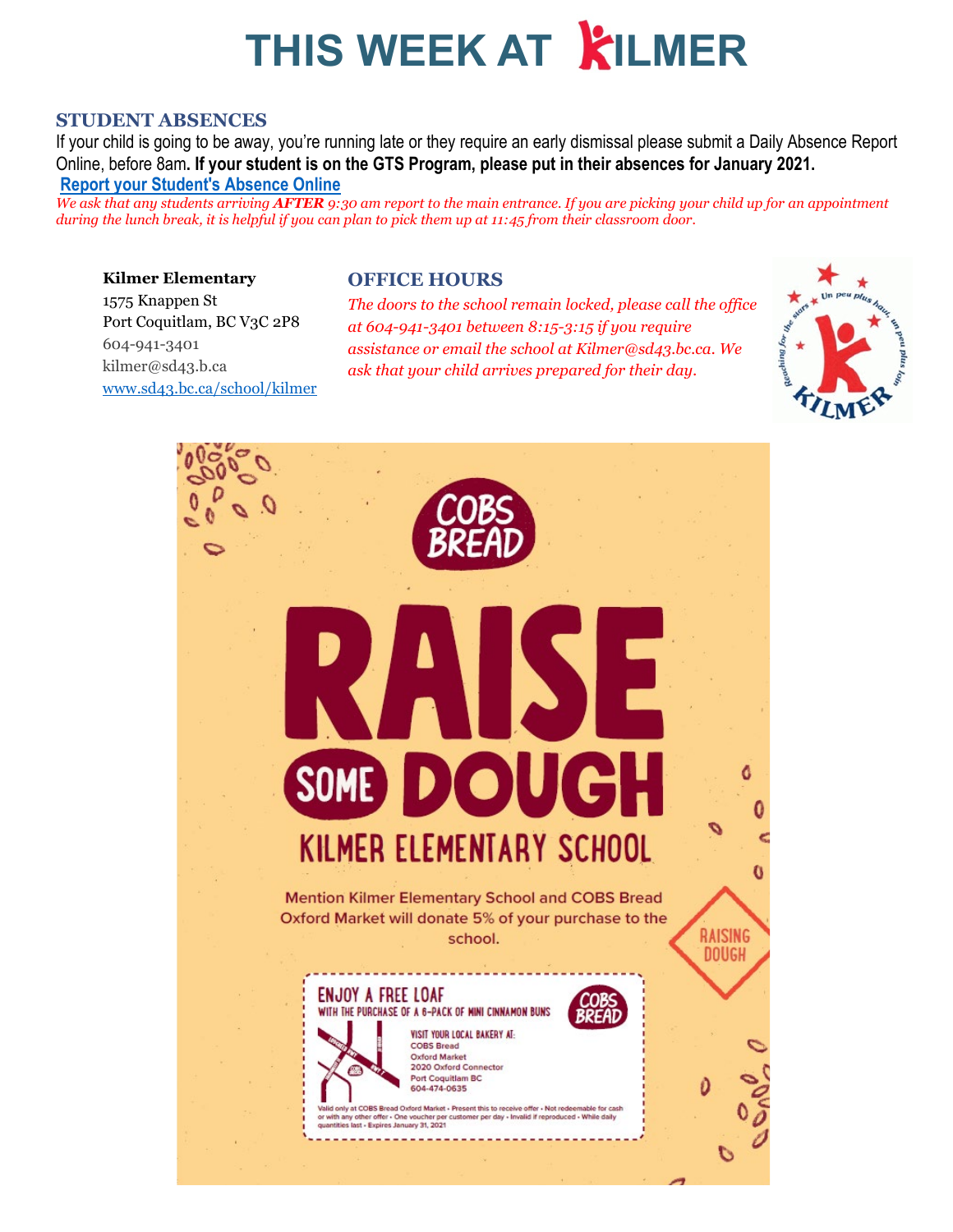# THIS WEEK AT KILMER

### STUDENT ABSENCES

If your child is going to be away, you're running late or they require an early dismissal please submit a Daily Absence Report Online, before 8am**. If your student is on the GTS Program, please put in their absences for January 2021.**

**Report your Student's Absence Online**

*We ask that any students arriving **AFTER** 9:30 am report to the main entrance. If you are picking your child up for an appointment during the lunch break, it is helpful if you can plan to pick them up at 11:45 from their classroom door.*

**Kilmer Elementary**
1575 Knappen St
Port Coquitlam, BC V3C 2P8
604-941-3401
kilmer@sd43.b.ca
www.sd43.bc.ca/school/kilmer

### OFFICE HOURS

*The doors to the school remain locked, please call the office at 604-941-3401 between 8:15-3:15 if you require assistance or email the school at Kilmer@sd43.bc.ca. We ask that your child arrives prepared for their day.*

COBS BREAD

# RAISE SOME DOUGH

## KILMER ELEMENTARY SCHOOL

Mention Kilmer Elementary School and COBS Bread Oxford Market will donate 5% of your purchase to the school.

RAISING DOUGH

**ENJOY A FREE LOAF**
WITH THE PURCHASE OF A 6-PACK OF MINI CINNAMON BUNS

VISIT YOUR LOCAL BAKERY AT:
COBS Bread
Oxford Market
2020 Oxford Connector
Port Coquitlam BC
604-474-0635

Valid only at COBS Bread Oxford Market • Present this to receive offer • Not redeemable for cash or with any other offer • One voucher per customer per day • Invalid if reproduced • While daily quantities last • Expires January 31, 2021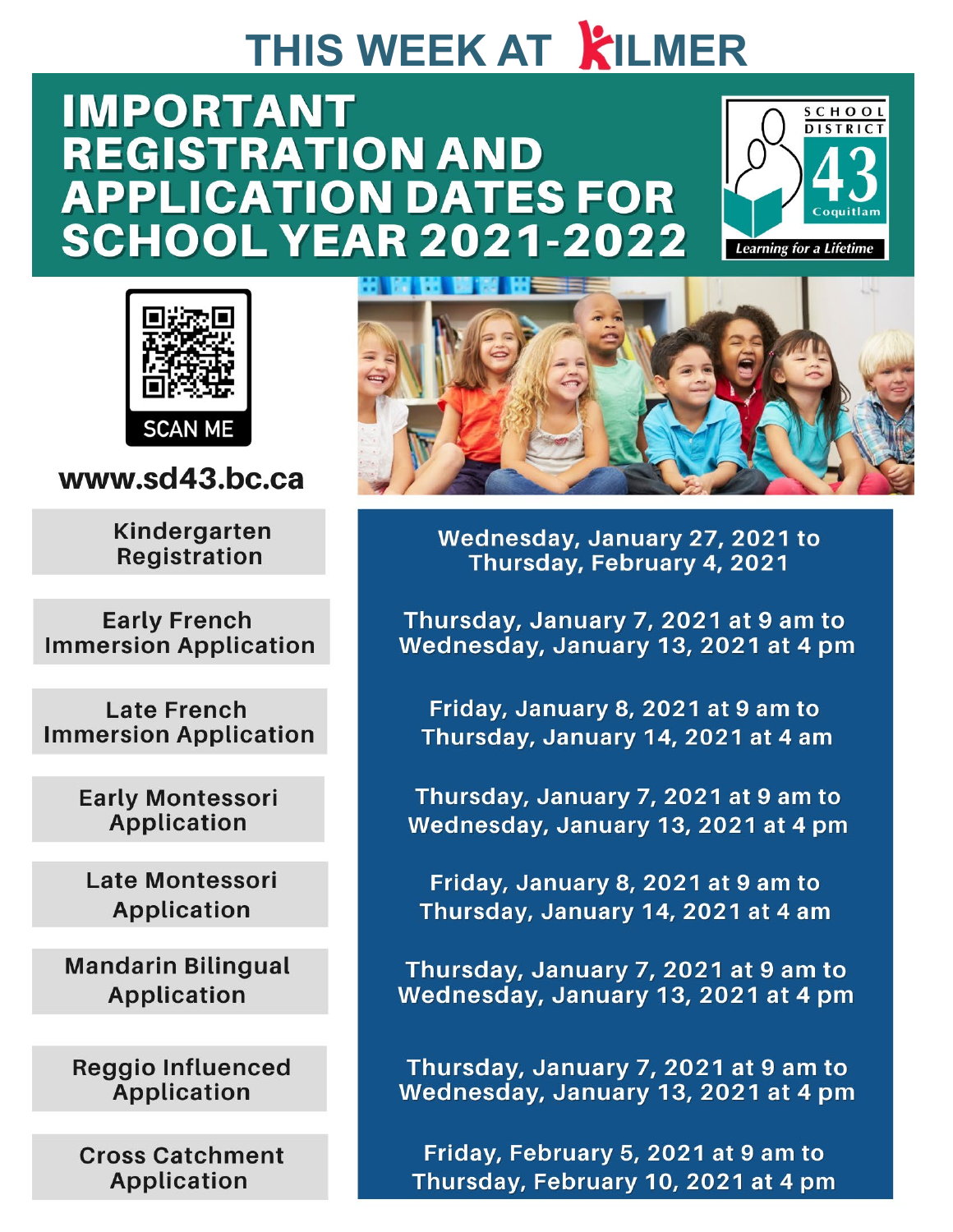# THIS WEEK AT KILMER

## IMPORTANT REGISTRATION AND APPLICATION DATES FOR SCHOOL YEAR 2021-2022

SCHOOL DISTRICT 43 Coquitlam
*Learning for a Lifetime*

SCAN ME

**www.sd43.bc.ca**

| | |
|---|---|
| Kindergarten Registration | Wednesday, January 27, 2021 to Thursday, February 4, 2021 |
| Early French Immersion Application | Thursday, January 7, 2021 at 9 am to Wednesday, January 13, 2021 at 4 pm |
| Late French Immersion Application | Friday, January 8, 2021 at 9 am to Thursday, January 14, 2021 at 4 am |
| Early Montessori Application | Thursday, January 7, 2021 at 9 am to Wednesday, January 13, 2021 at 4 pm |
| Late Montessori Application | Friday, January 8, 2021 at 9 am to Thursday, January 14, 2021 at 4 am |
| Mandarin Bilingual Application | Thursday, January 7, 2021 at 9 am to Wednesday, January 13, 2021 at 4 pm |
| Reggio Influenced Application | Thursday, January 7, 2021 at 9 am to Wednesday, January 13, 2021 at 4 pm |
| Cross Catchment Application | Friday, February 5, 2021 at 9 am to Thursday, February 10, 2021 at 4 pm |